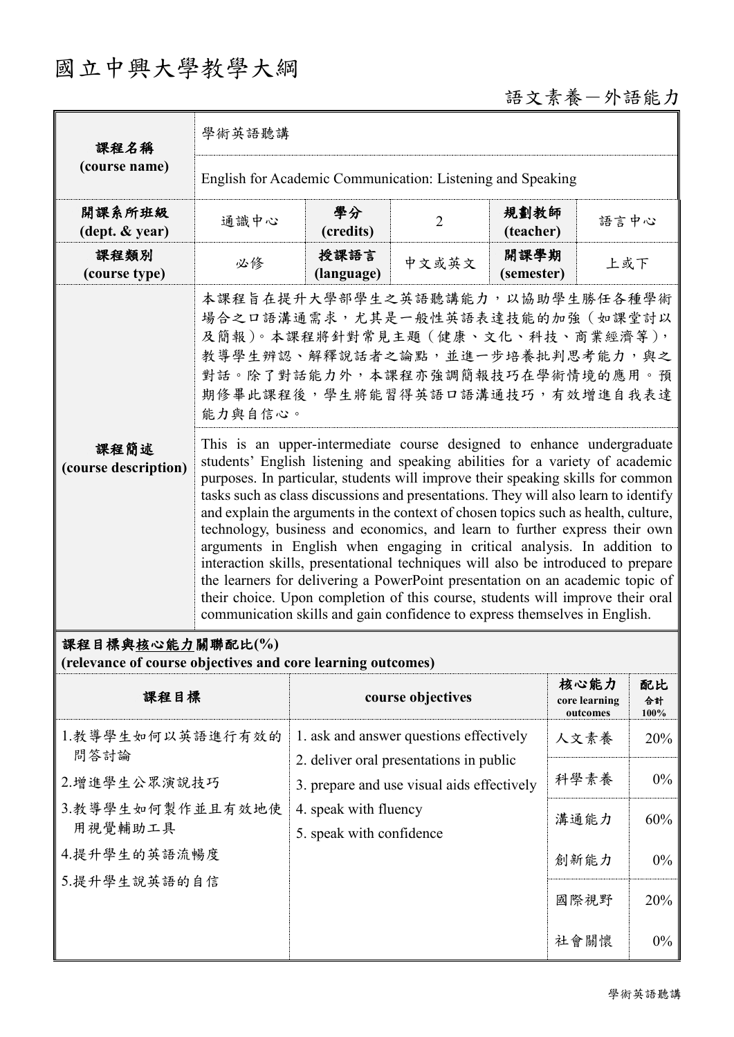# 國立中興大學教學大綱

語文素養－外語能力

| 課程名稱 (course name) | 學術英語聽講 | | | | |
|---|---|---|---|---|---|
| | English for Academic Communication: Listening and Speaking | | | | |
| 開課系所班級 (dept. & year) | 通識中心 | 學分 (credits) | 2 | 規劃教師 (teacher) | 語言中心 |
| 課程類別 (course type) | 必修 | 授課語言 (language) | 中文或英文 | 開課學期 (semester) | 上或下 |
| 課程簡述 (course description) | 本課程旨在提升大學部學生之英語聽講能力，以協助學生勝任各種學術場合之口語溝通需求，尤其是一般性英語表達技能的加強（如課堂討以及簡報）。本課程將針對常見主題（健康、文化、科技、商業經濟等），教導學生辨認、解釋說話者之論點，並進一步培養批判思考能力，與之對話。除了對話能力外，本課程亦強調簡報技巧在學術情境的應用。預期修畢此課程後，學生將能習得英語口語溝通技巧，有效增進自我表達能力與自信心。 | | | | |
| | This is an upper-intermediate course designed to enhance undergraduate students' English listening and speaking abilities for a variety of academic purposes. In particular, students will improve their speaking skills for common tasks such as class discussions and presentations. They will also learn to identify and explain the arguments in the context of chosen topics such as health, culture, technology, business and economics, and learn to further express their own arguments in English when engaging in critical analysis. In addition to interaction skills, presentational techniques will also be introduced to prepare the learners for delivering a PowerPoint presentation on an academic topic of their choice. Upon completion of this course, students will improve their oral communication skills and gain confidence to express themselves in English. | | | | |

**課程目標與核心能力關聯配比(%)**
**(relevance of course objectives and core learning outcomes)**

| 課程目標 | course objectives | 核心能力 core learning outcomes | 配比 合計 100% |
|---|---|---|---|
| 1.教導學生如何以英語進行有效的問答討論<br>2.增進學生公眾演說技巧<br>3.教導學生如何製作並且有效地使用視覺輔助工具<br>4.提升學生的英語流暢度<br>5.提升學生說英語的自信 | 1. ask and answer questions effectively<br>2. deliver oral presentations in public<br>3. prepare and use visual aids effectively<br>4. speak with fluency<br>5. speak with confidence | 人文素養 | 20% |
| | | 科學素養 | 0% |
| | | 溝通能力 | 60% |
| | | 創新能力 | 0% |
| | | 國際視野 | 20% |
| | | 社會關懷 | 0% |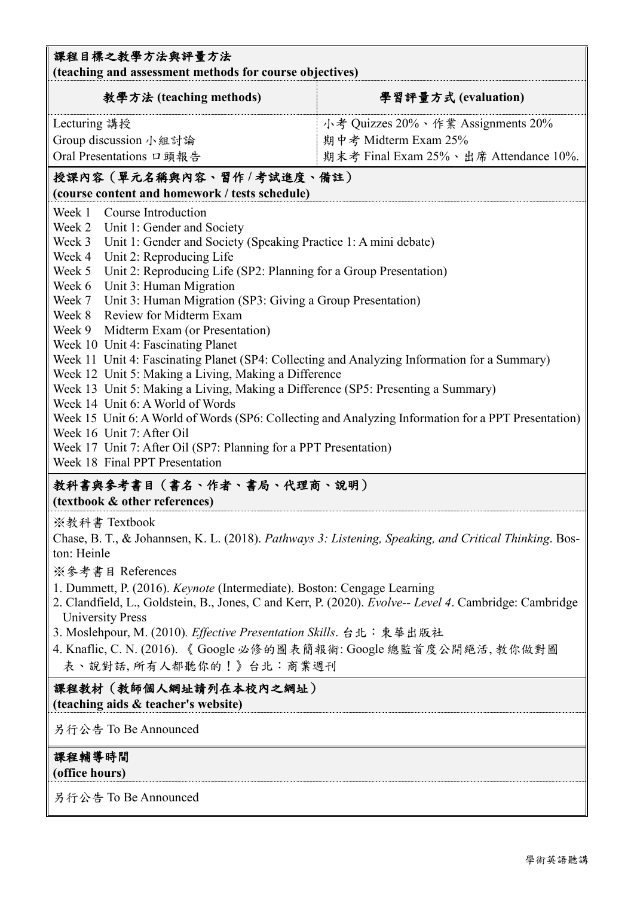## 課程目標之教學方法與評量方法
**(teaching and assessment methods for course objectives)**

| 教學方法 (teaching methods) | 學習評量方式 (evaluation) |
|---|---|
| Lecturing 講授<br>Group discussion 小組討論<br>Oral Presentations 口頭報告 | 小考 Quizzes 20%、作業 Assignments 20%<br>期中考 Midterm Exam 25%<br>期末考 Final Exam 25%、出席 Attendance 10%. |

## 授課內容（單元名稱與內容、習作 / 考試進度、備註）
**(course content and homework / tests schedule)**

Week 1 Course Introduction
Week 2 Unit 1: Gender and Society
Week 3 Unit 1: Gender and Society (Speaking Practice 1: A mini debate)
Week 4 Unit 2: Reproducing Life
Week 5 Unit 2: Reproducing Life (SP2: Planning for a Group Presentation)
Week 6 Unit 3: Human Migration
Week 7 Unit 3: Human Migration (SP3: Giving a Group Presentation)
Week 8 Review for Midterm Exam
Week 9 Midterm Exam (or Presentation)
Week 10 Unit 4: Fascinating Planet
Week 11 Unit 4: Fascinating Planet (SP4: Collecting and Analyzing Information for a Summary)
Week 12 Unit 5: Making a Living, Making a Difference
Week 13 Unit 5: Making a Living, Making a Difference (SP5: Presenting a Summary)
Week 14 Unit 6: A World of Words
Week 15 Unit 6: A World of Words (SP6: Collecting and Analyzing Information for a PPT Presentation)
Week 16 Unit 7: After Oil
Week 17 Unit 7: After Oil (SP7: Planning for a PPT Presentation)
Week 18 Final PPT Presentation

## 教科書與參考書目（書名、作者、書局、代理商、說明）
**(textbook & other references)**

※教科書 Textbook

Chase, B. T., & Johannsen, K. L. (2018). *Pathways 3: Listening, Speaking, and Critical Thinking*. Boston: Heinle

※參考書目 References

1. Dummett, P. (2016). *Keynote* (Intermediate). Boston: Cengage Learning
2. Clandfield, L., Goldstein, B., Jones, C and Kerr, P. (2020). *Evolve-- Level 4*. Cambridge: Cambridge University Press
3. Moslehpour, M. (2010). *Effective Presentation Skills*. 台北：東華出版社
4. Knaflic, C. N. (2016). 《Google 必修的圖表簡報術: Google 總監首度公開絕活, 教你做對圖表、說對話, 所有人都聽你的！》台北：商業週刊

## 課程教材（教師個人網址請列在本校內之網址）
**(teaching aids & teacher's website)**

另行公告 To Be Announced

## 課程輔導時間
**(office hours)**

另行公告 To Be Announced